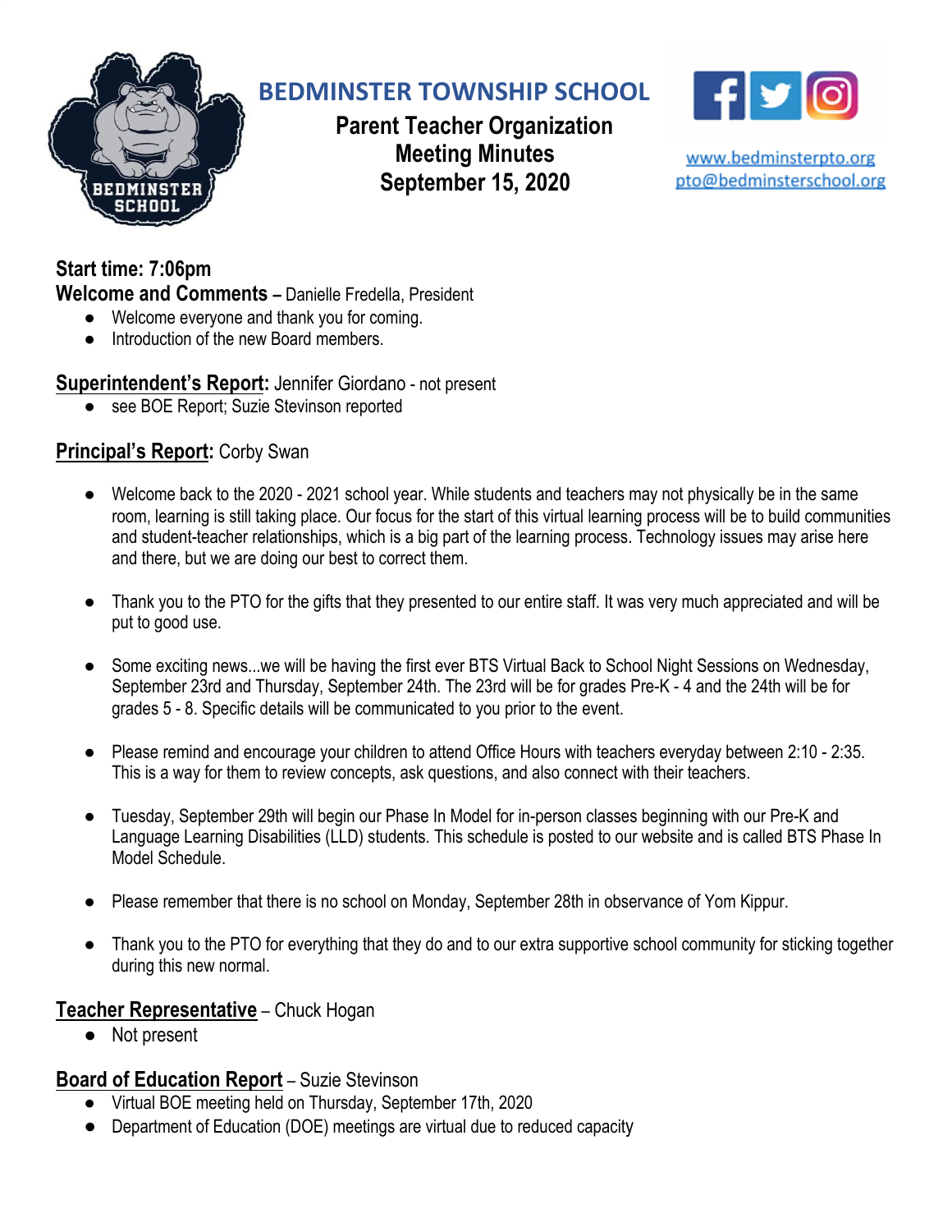# BEDMINSTER TOWNSHIP SCHOOL

## Parent Teacher Organization Meeting Minutes September 15, 2020

www.bedminsterpto.org
pto@bedminsterschool.org

**Start time: 7:06pm**

**Welcome and Comments** – Danielle Fredella, President

- Welcome everyone and thank you for coming.
- Introduction of the new Board members.

**Superintendent's Report:** Jennifer Giordano - not present

- see BOE Report; Suzie Stevinson reported

**Principal's Report:** Corby Swan

- Welcome back to the 2020 - 2021 school year. While students and teachers may not physically be in the same room, learning is still taking place. Our focus for the start of this virtual learning process will be to build communities and student-teacher relationships, which is a big part of the learning process. Technology issues may arise here and there, but we are doing our best to correct them.

- Thank you to the PTO for the gifts that they presented to our entire staff. It was very much appreciated and will be put to good use.

- Some exciting news...we will be having the first ever BTS Virtual Back to School Night Sessions on Wednesday, September 23rd and Thursday, September 24th. The 23rd will be for grades Pre-K - 4 and the 24th will be for grades 5 - 8. Specific details will be communicated to you prior to the event.

- Please remind and encourage your children to attend Office Hours with teachers everyday between 2:10 - 2:35. This is a way for them to review concepts, ask questions, and also connect with their teachers.

- Tuesday, September 29th will begin our Phase In Model for in-person classes beginning with our Pre-K and Language Learning Disabilities (LLD) students. This schedule is posted to our website and is called BTS Phase In Model Schedule.

- Please remember that there is no school on Monday, September 28th in observance of Yom Kippur.

- Thank you to the PTO for everything that they do and to our extra supportive school community for sticking together during this new normal.

**Teacher Representative** – Chuck Hogan

- Not present

**Board of Education Report** – Suzie Stevinson

- Virtual BOE meeting held on Thursday, September 17th, 2020
- Department of Education (DOE) meetings are virtual due to reduced capacity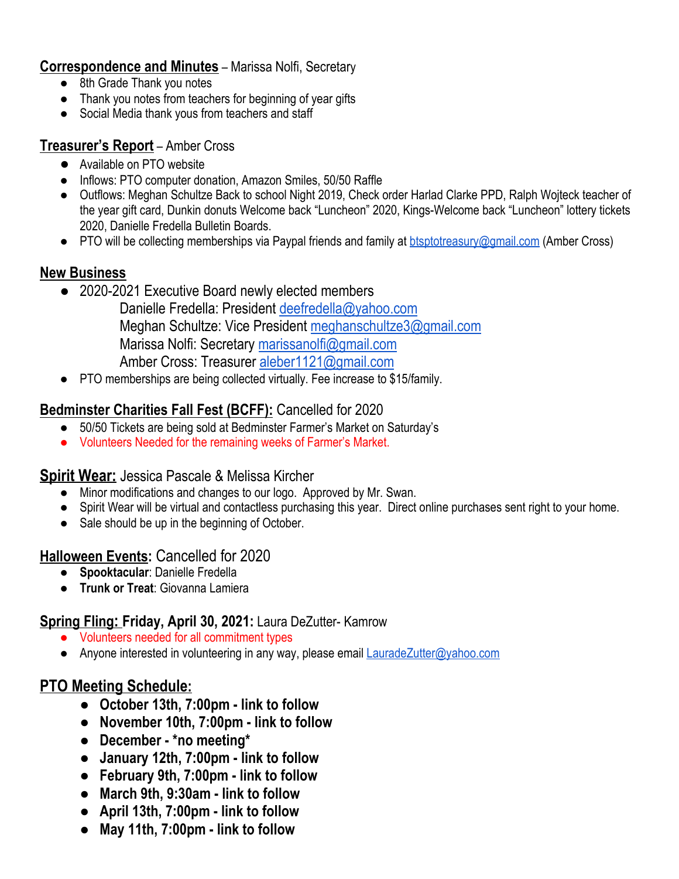**Correspondence and Minutes** – Marissa Nolfi, Secretary

- 8th Grade Thank you notes
- Thank you notes from teachers for beginning of year gifts
- Social Media thank yous from teachers and staff

**Treasurer's Report** – Amber Cross

- Available on PTO website
- Inflows: PTO computer donation, Amazon Smiles, 50/50 Raffle
- Outflows: Meghan Schultze Back to school Night 2019, Check order Harlad Clarke PPD, Ralph Wojteck teacher of the year gift card, Dunkin donuts Welcome back "Luncheon" 2020, Kings-Welcome back "Luncheon" lottery tickets 2020, Danielle Fredella Bulletin Boards.
- PTO will be collecting memberships via Paypal friends and family at btsptotreasury@gmail.com (Amber Cross)

**New Business**

- 2020-2021 Executive Board newly elected members
  - Danielle Fredella: President deefredella@yahoo.com
  - Meghan Schultze: Vice President meghanschultze3@gmail.com
  - Marissa Nolfi: Secretary marissanolfi@gmail.com
  - Amber Cross: Treasurer aleber1121@gmail.com
- PTO memberships are being collected virtually. Fee increase to $15/family.

**Bedminster Charities Fall Fest (BCFF):** Cancelled for 2020

- 50/50 Tickets are being sold at Bedminster Farmer's Market on Saturday's
- Volunteers Needed for the remaining weeks of Farmer's Market.

**Spirit Wear:** Jessica Pascale & Melissa Kircher

- Minor modifications and changes to our logo. Approved by Mr. Swan.
- Spirit Wear will be virtual and contactless purchasing this year. Direct online purchases sent right to your home.
- Sale should be up in the beginning of October.

**Halloween Events:** Cancelled for 2020

- **Spooktacular**: Danielle Fredella
- **Trunk or Treat**: Giovanna Lamiera

**Spring Fling: Friday, April 30, 2021:** Laura DeZutter- Kamrow

- Volunteers needed for all commitment types
- Anyone interested in volunteering in any way, please email LauradeZutter@yahoo.com

**PTO Meeting Schedule:**

- **October 13th, 7:00pm - link to follow**
- **November 10th, 7:00pm - link to follow**
- **December - \*no meeting\***
- **January 12th, 7:00pm - link to follow**
- **February 9th, 7:00pm - link to follow**
- **March 9th, 9:30am - link to follow**
- **April 13th, 7:00pm - link to follow**
- **May 11th, 7:00pm - link to follow**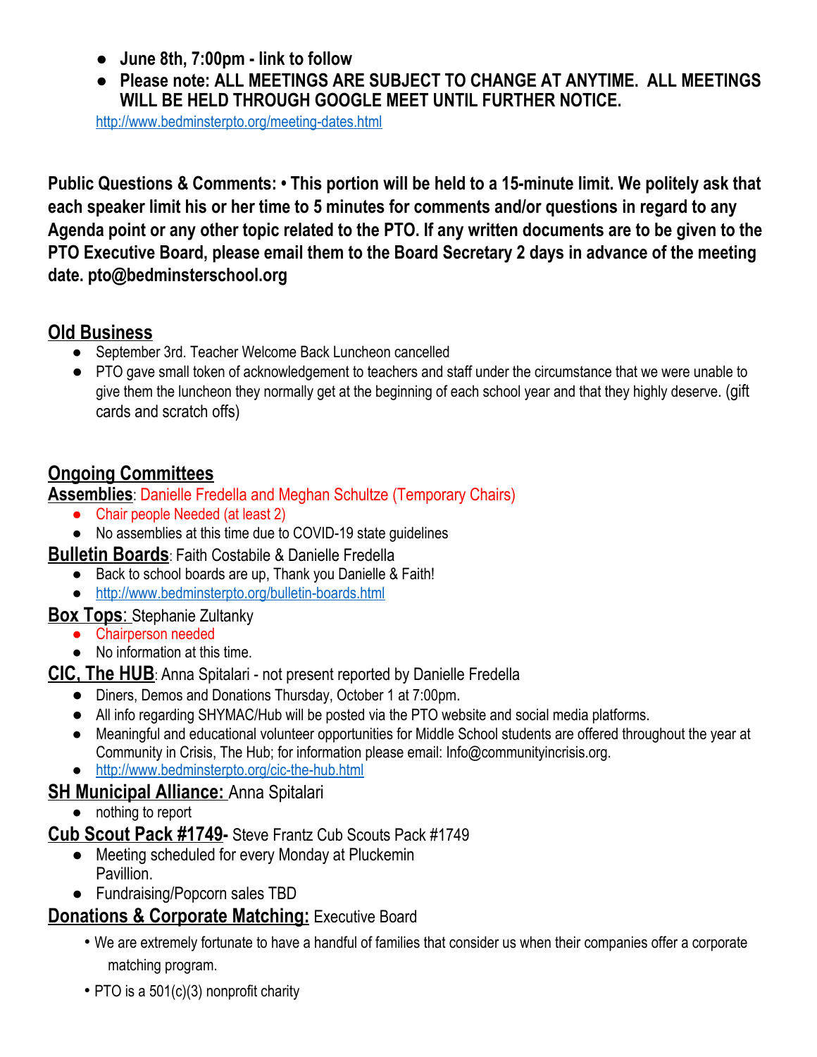- **June 8th, 7:00pm - link to follow**
- **Please note: ALL MEETINGS ARE SUBJECT TO CHANGE AT ANYTIME. ALL MEETINGS WILL BE HELD THROUGH GOOGLE MEET UNTIL FURTHER NOTICE.**

http://www.bedminsterpto.org/meeting-dates.html

**Public Questions & Comments: • This portion will be held to a 15-minute limit. We politely ask that each speaker limit his or her time to 5 minutes for comments and/or questions in regard to any Agenda point or any other topic related to the PTO. If any written documents are to be given to the PTO Executive Board, please email them to the Board Secretary 2 days in advance of the meeting date. pto@bedminsterschool.org**

## Old Business

- September 3rd. Teacher Welcome Back Luncheon cancelled
- PTO gave small token of acknowledgement to teachers and staff under the circumstance that we were unable to give them the luncheon they normally get at the beginning of each school year and that they highly deserve. (gift cards and scratch offs)

## Ongoing Committees

**Assemblies**: Danielle Fredella and Meghan Schultze (Temporary Chairs)

- Chair people Needed (at least 2)
- No assemblies at this time due to COVID-19 state guidelines

**Bulletin Boards**: Faith Costabile & Danielle Fredella

- Back to school boards are up, Thank you Danielle & Faith!
- http://www.bedminsterpto.org/bulletin-boards.html

**Box Tops**: Stephanie Zultanky

- Chairperson needed
- No information at this time.

**CIC, The HUB**: Anna Spitalari - not present reported by Danielle Fredella

- Diners, Demos and Donations Thursday, October 1 at 7:00pm.
- All info regarding SHYMAC/Hub will be posted via the PTO website and social media platforms.
- Meaningful and educational volunteer opportunities for Middle School students are offered throughout the year at Community in Crisis, The Hub; for information please email: Info@communityincrisis.org.
- http://www.bedminsterpto.org/cic-the-hub.html

**SH Municipal Alliance:** Anna Spitalari

- nothing to report

**Cub Scout Pack #1749-** Steve Frantz Cub Scouts Pack #1749

- Meeting scheduled for every Monday at Pluckemin Pavillion.
- Fundraising/Popcorn sales TBD

**Donations & Corporate Matching:** Executive Board

- We are extremely fortunate to have a handful of families that consider us when their companies offer a corporate matching program.
- PTO is a 501(c)(3) nonprofit charity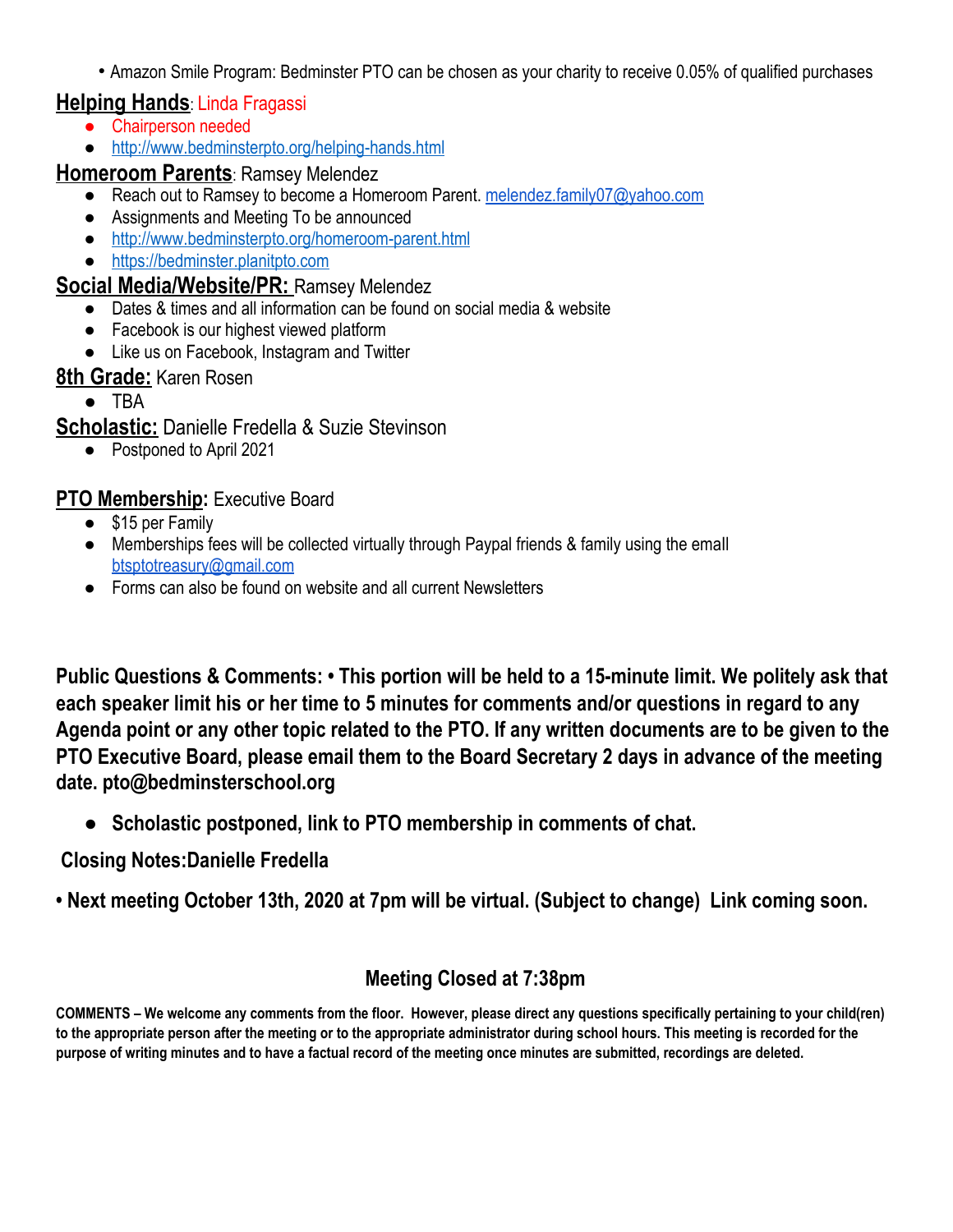- Amazon Smile Program: Bedminster PTO can be chosen as your charity to receive 0.05% of qualified purchases

**Helping Hands**: Linda Fragassi

- Chairperson needed
- http://www.bedminsterpto.org/helping-hands.html

**Homeroom Parents**: Ramsey Melendez

- Reach out to Ramsey to become a Homeroom Parent. melendez.family07@yahoo.com
- Assignments and Meeting To be announced
- http://www.bedminsterpto.org/homeroom-parent.html
- https://bedminster.planitpto.com

**Social Media/Website/PR:** Ramsey Melendez

- Dates & times and all information can be found on social media & website
- Facebook is our highest viewed platform
- Like us on Facebook, Instagram and Twitter

**8th Grade:** Karen Rosen

- TBA

**Scholastic:** Danielle Fredella & Suzie Stevinson

- Postponed to April 2021

**PTO Membership:** Executive Board

- $15 per Family
- Memberships fees will be collected virtually through Paypal friends & family using the emall btsptotreasury@gmail.com
- Forms can also be found on website and all current Newsletters

**Public Questions & Comments: • This portion will be held to a 15-minute limit. We politely ask that each speaker limit his or her time to 5 minutes for comments and/or questions in regard to any Agenda point or any other topic related to the PTO. If any written documents are to be given to the PTO Executive Board, please email them to the Board Secretary 2 days in advance of the meeting date. pto@bedminsterschool.org**

- **Scholastic postponed, link to PTO membership in comments of chat.**

**Closing Notes:Danielle Fredella**

**• Next meeting October 13th, 2020 at 7pm will be virtual. (Subject to change) Link coming soon.**

**Meeting Closed at 7:38pm**

**COMMENTS – We welcome any comments from the floor. However, please direct any questions specifically pertaining to your child(ren) to the appropriate person after the meeting or to the appropriate administrator during school hours. This meeting is recorded for the purpose of writing minutes and to have a factual record of the meeting once minutes are submitted, recordings are deleted.**